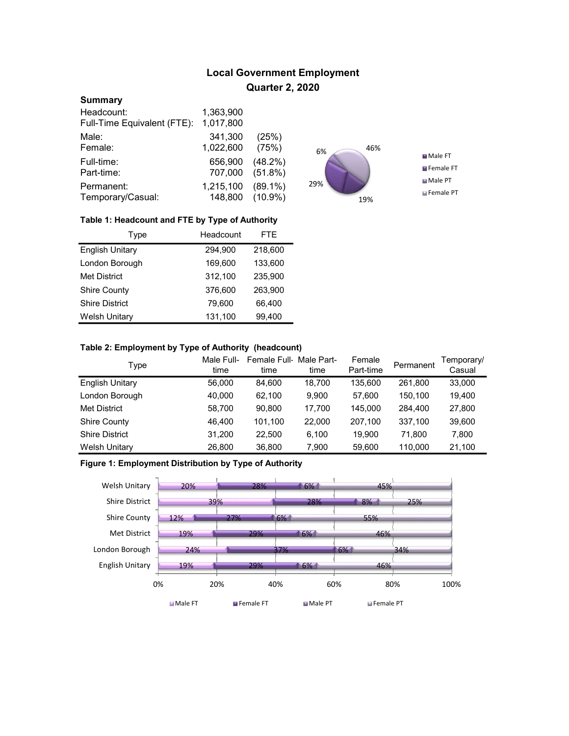# Local Government Employment

## Quarter 2, 2020

### Summary

| | | |
|---|---|---|
| Headcount: | 1,363,900 | |
| Full-Time Equivalent (FTE): | 1,017,800 | |
| Male: | 341,300 | (25%) |
| Female: | 1,022,600 | (75%) |
| Full-time: | 656,900 | (48.2%) |
| Part-time: | 707,000 | (51.8%) |
| Permanent: | 1,215,100 | (89.1%) |
| Temporary/Casual: | 148,800 | (10.9%) |

**Table 1: Headcount and FTE by Type of Authority**

| Type | Headcount | FTE |
|---|---|---|
| English Unitary | 294,900 | 218,600 |
| London Borough | 169,600 | 133,600 |
| Met District | 312,100 | 235,900 |
| Shire County | 376,600 | 263,900 |
| Shire District | 79,600 | 66,400 |
| Welsh Unitary | 131,100 | 99,400 |

**Table 2: Employment by Type of Authority (headcount)**

| Type | Male Full-time | Female Full-time | Male Part-time | Female Part-time | Permanent | Temporary/ Casual |
|---|---|---|---|---|---|---|
| English Unitary | 56,000 | 84,600 | 18,700 | 135,600 | 261,800 | 33,000 |
| London Borough | 40,000 | 62,100 | 9,900 | 57,600 | 150,100 | 19,400 |
| Met District | 58,700 | 90,800 | 17,700 | 145,000 | 284,400 | 27,800 |
| Shire County | 46,400 | 101,100 | 22,000 | 207,100 | 337,100 | 39,600 |
| Shire District | 31,200 | 22,500 | 6,100 | 19,900 | 71,800 | 7,800 |
| Welsh Unitary | 26,800 | 36,800 | 7,900 | 59,600 | 110,000 | 21,100 |

**Figure 1: Employment Distribution by Type of Authority**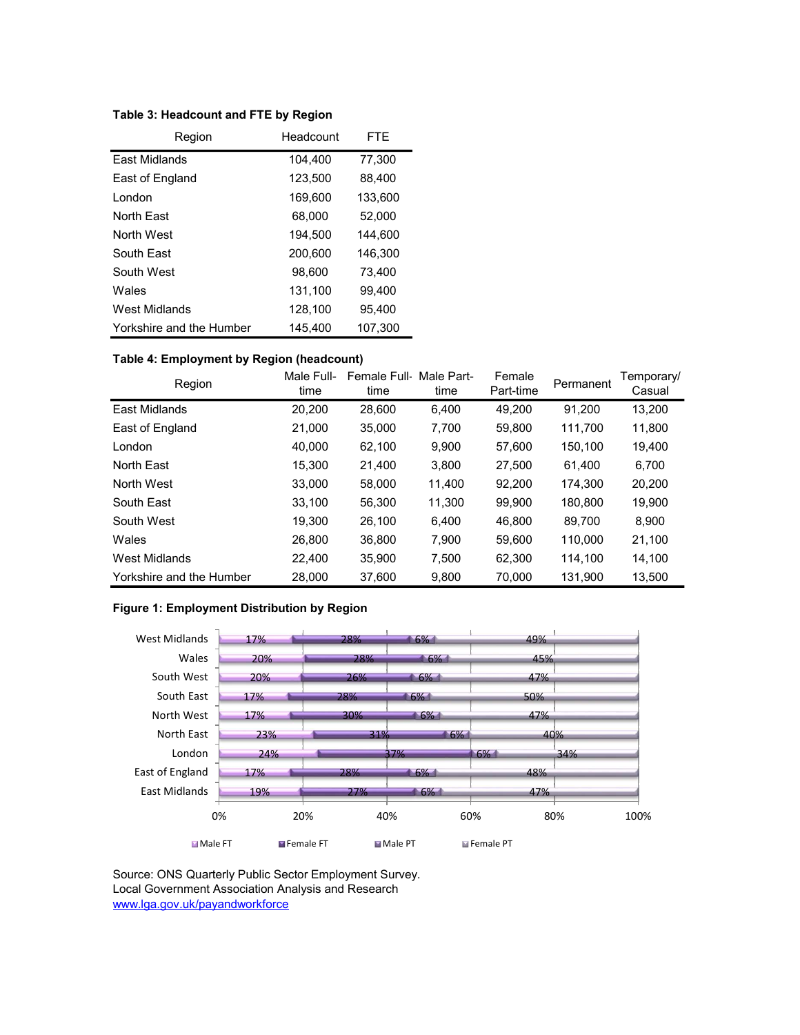**Table 3: Headcount and FTE by Region**

| Region | Headcount | FTE |
|---|---|---|
| East Midlands | 104,400 | 77,300 |
| East of England | 123,500 | 88,400 |
| London | 169,600 | 133,600 |
| North East | 68,000 | 52,000 |
| North West | 194,500 | 144,600 |
| South East | 200,600 | 146,300 |
| South West | 98,600 | 73,400 |
| Wales | 131,100 | 99,400 |
| West Midlands | 128,100 | 95,400 |
| Yorkshire and the Humber | 145,400 | 107,300 |

**Table 4: Employment by Region (headcount)**

| Region | Male Full-time | Female Full-time | Male Part-time | Female Part-time | Permanent | Temporary/ Casual |
|---|---|---|---|---|---|---|
| East Midlands | 20,200 | 28,600 | 6,400 | 49,200 | 91,200 | 13,200 |
| East of England | 21,000 | 35,000 | 7,700 | 59,800 | 111,700 | 11,800 |
| London | 40,000 | 62,100 | 9,900 | 57,600 | 150,100 | 19,400 |
| North East | 15,300 | 21,400 | 3,800 | 27,500 | 61,400 | 6,700 |
| North West | 33,000 | 58,000 | 11,400 | 92,200 | 174,300 | 20,200 |
| South East | 33,100 | 56,300 | 11,300 | 99,900 | 180,800 | 19,900 |
| South West | 19,300 | 26,100 | 6,400 | 46,800 | 89,700 | 8,900 |
| Wales | 26,800 | 36,800 | 7,900 | 59,600 | 110,000 | 21,100 |
| West Midlands | 22,400 | 35,900 | 7,500 | 62,300 | 114,100 | 14,100 |
| Yorkshire and the Humber | 28,000 | 37,600 | 9,800 | 70,000 | 131,900 | 13,500 |

**Figure 1: Employment Distribution by Region**

West Midlands: 17% 28% 6% 49%
Wales: 20% 28% 6% 45%
South West: 20% 26% 6% 47%
South East: 17% 28% 6% 50%
North West: 17% 30% 6% 47%
North East: 23% 31% 6% 40%
London: 24% 37% 6% 34%
East of England: 17% 28% 6% 48%
East Midlands: 19% 27% 6% 47%

0% 20% 40% 60% 80% 100%

Male FT Female FT Male PT Female PT

Source: ONS Quarterly Public Sector Employment Survey.
Local Government Association Analysis and Research
www.lga.gov.uk/payandworkforce